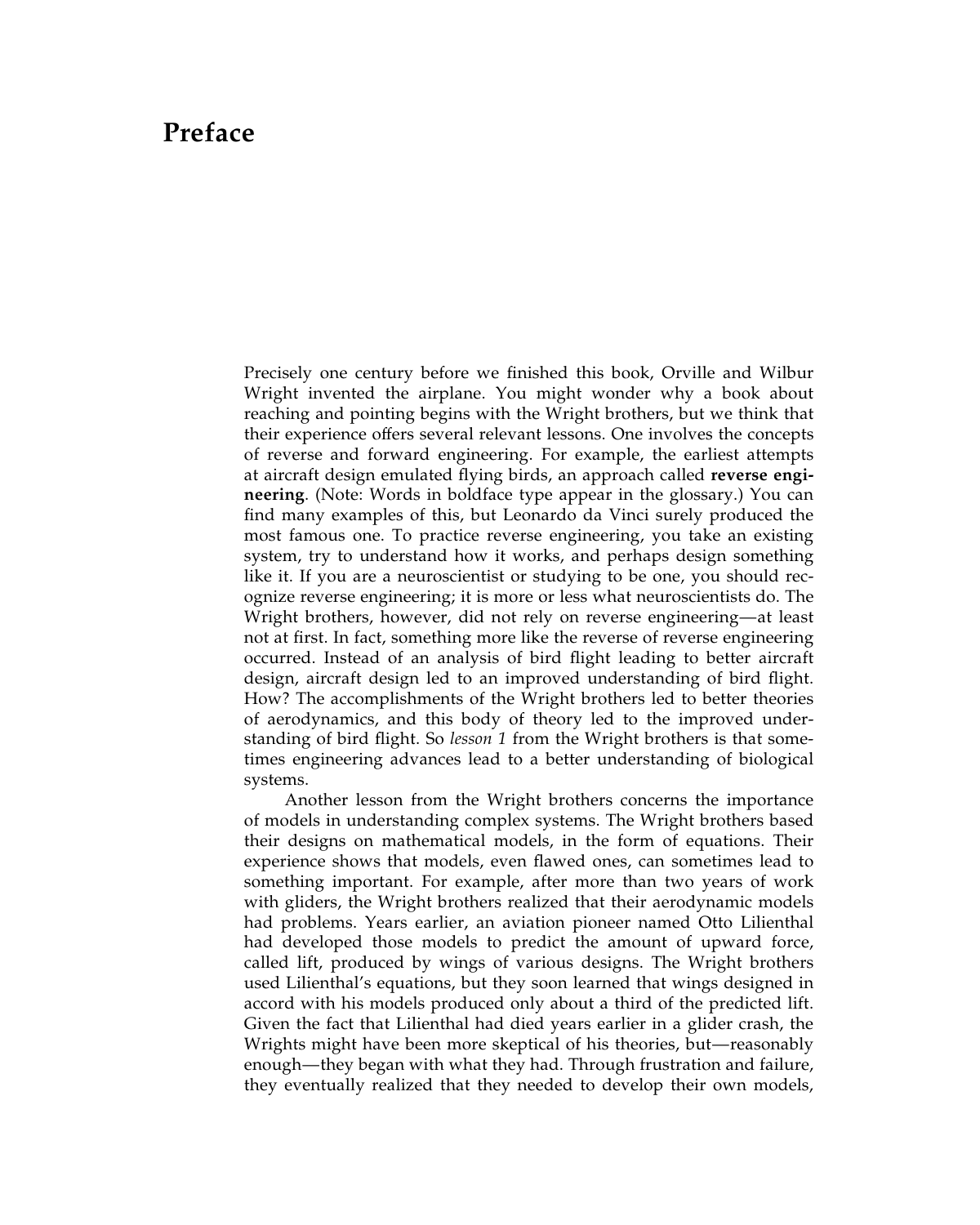# Preface

Precisely one century before we finished this book, Orville and Wilbur Wright invented the airplane. You might wonder why a book about reaching and pointing begins with the Wright brothers, but we think that their experience offers several relevant lessons. One involves the concepts of reverse and forward engineering. For example, the earliest attempts at aircraft design emulated flying birds, an approach called **reverse engineering**. (Note: Words in boldface type appear in the glossary.) You can find many examples of this, but Leonardo da Vinci surely produced the most famous one. To practice reverse engineering, you take an existing system, try to understand how it works, and perhaps design something like it. If you are a neuroscientist or studying to be one, you should recognize reverse engineering; it is more or less what neuroscientists do. The Wright brothers, however, did not rely on reverse engineering—at least not at first. In fact, something more like the reverse of reverse engineering occurred. Instead of an analysis of bird flight leading to better aircraft design, aircraft design led to an improved understanding of bird flight. How? The accomplishments of the Wright brothers led to better theories of aerodynamics, and this body of theory led to the improved understanding of bird flight. So *lesson 1* from the Wright brothers is that sometimes engineering advances lead to a better understanding of biological systems.

Another lesson from the Wright brothers concerns the importance of models in understanding complex systems. The Wright brothers based their designs on mathematical models, in the form of equations. Their experience shows that models, even flawed ones, can sometimes lead to something important. For example, after more than two years of work with gliders, the Wright brothers realized that their aerodynamic models had problems. Years earlier, an aviation pioneer named Otto Lilienthal had developed those models to predict the amount of upward force, called lift, produced by wings of various designs. The Wright brothers used Lilienthal's equations, but they soon learned that wings designed in accord with his models produced only about a third of the predicted lift. Given the fact that Lilienthal had died years earlier in a glider crash, the Wrights might have been more skeptical of his theories, but—reasonably enough—they began with what they had. Through frustration and failure, they eventually realized that they needed to develop their own models,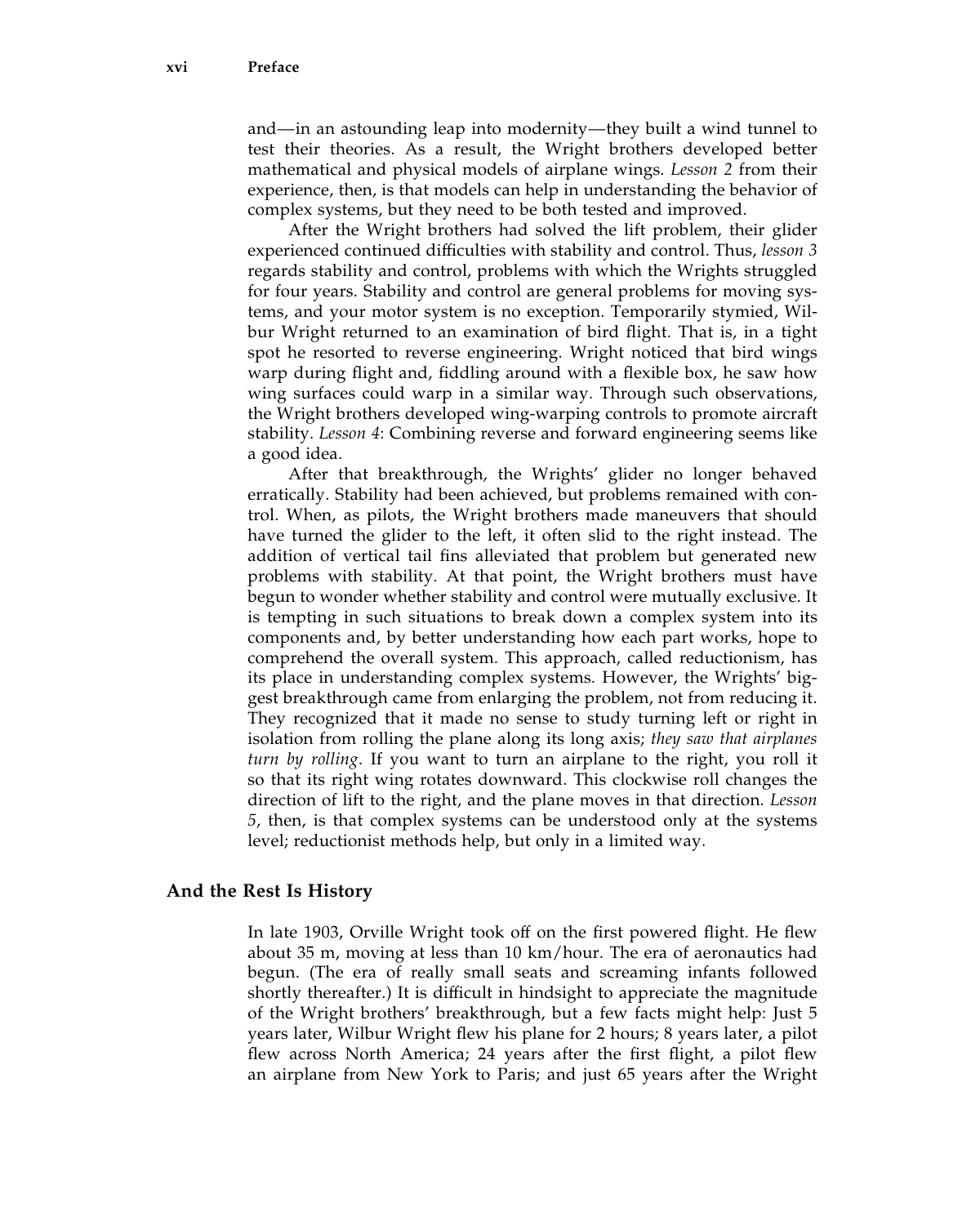and—in an astounding leap into modernity—they built a wind tunnel to test their theories. As a result, the Wright brothers developed better mathematical and physical models of airplane wings. *Lesson 2* from their experience, then, is that models can help in understanding the behavior of complex systems, but they need to be both tested and improved.

After the Wright brothers had solved the lift problem, their glider experienced continued difficulties with stability and control. Thus, *lesson 3* regards stability and control, problems with which the Wrights struggled for four years. Stability and control are general problems for moving systems, and your motor system is no exception. Temporarily stymied, Wilbur Wright returned to an examination of bird flight. That is, in a tight spot he resorted to reverse engineering. Wright noticed that bird wings warp during flight and, fiddling around with a flexible box, he saw how wing surfaces could warp in a similar way. Through such observations, the Wright brothers developed wing-warping controls to promote aircraft stability. *Lesson 4*: Combining reverse and forward engineering seems like a good idea.

After that breakthrough, the Wrights' glider no longer behaved erratically. Stability had been achieved, but problems remained with control. When, as pilots, the Wright brothers made maneuvers that should have turned the glider to the left, it often slid to the right instead. The addition of vertical tail fins alleviated that problem but generated new problems with stability. At that point, the Wright brothers must have begun to wonder whether stability and control were mutually exclusive. It is tempting in such situations to break down a complex system into its components and, by better understanding how each part works, hope to comprehend the overall system. This approach, called reductionism, has its place in understanding complex systems. However, the Wrights' biggest breakthrough came from enlarging the problem, not from reducing it. They recognized that it made no sense to study turning left or right in isolation from rolling the plane along its long axis; *they saw that airplanes turn by rolling*. If you want to turn an airplane to the right, you roll it so that its right wing rotates downward. This clockwise roll changes the direction of lift to the right, and the plane moves in that direction. *Lesson 5*, then, is that complex systems can be understood only at the systems level; reductionist methods help, but only in a limited way.

## And the Rest Is History

In late 1903, Orville Wright took off on the first powered flight. He flew about 35 m, moving at less than 10 km/hour. The era of aeronautics had begun. (The era of really small seats and screaming infants followed shortly thereafter.) It is difficult in hindsight to appreciate the magnitude of the Wright brothers' breakthrough, but a few facts might help: Just 5 years later, Wilbur Wright flew his plane for 2 hours; 8 years later, a pilot flew across North America; 24 years after the first flight, a pilot flew an airplane from New York to Paris; and just 65 years after the Wright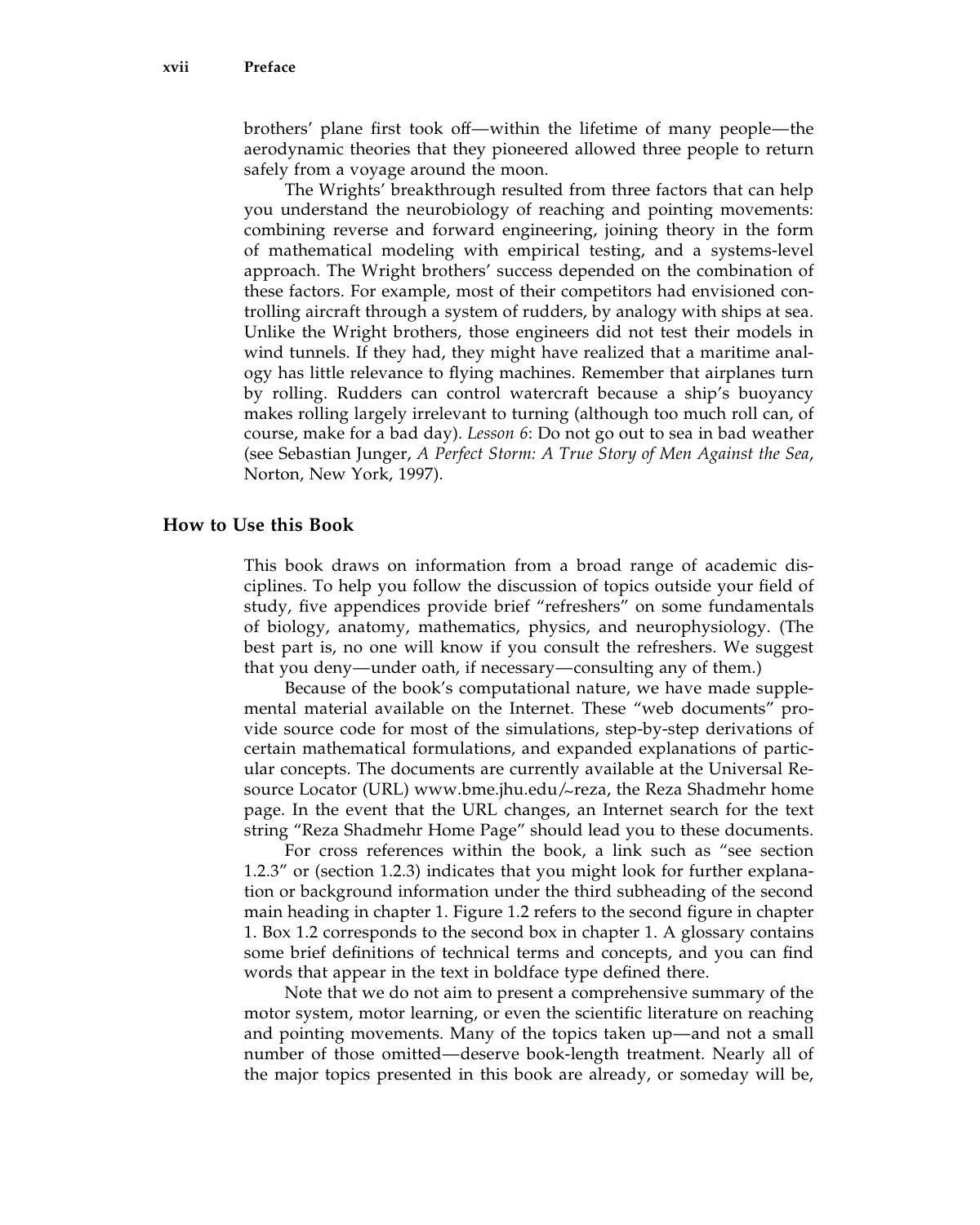brothers' plane first took off—within the lifetime of many people—the aerodynamic theories that they pioneered allowed three people to return safely from a voyage around the moon.

The Wrights' breakthrough resulted from three factors that can help you understand the neurobiology of reaching and pointing movements: combining reverse and forward engineering, joining theory in the form of mathematical modeling with empirical testing, and a systems-level approach. The Wright brothers' success depended on the combination of these factors. For example, most of their competitors had envisioned controlling aircraft through a system of rudders, by analogy with ships at sea. Unlike the Wright brothers, those engineers did not test their models in wind tunnels. If they had, they might have realized that a maritime analogy has little relevance to flying machines. Remember that airplanes turn by rolling. Rudders can control watercraft because a ship's buoyancy makes rolling largely irrelevant to turning (although too much roll can, of course, make for a bad day). *Lesson 6*: Do not go out to sea in bad weather (see Sebastian Junger, *A Perfect Storm: A True Story of Men Against the Sea*, Norton, New York, 1997).

## How to Use this Book

This book draws on information from a broad range of academic disciplines. To help you follow the discussion of topics outside your field of study, five appendices provide brief "refreshers" on some fundamentals of biology, anatomy, mathematics, physics, and neurophysiology. (The best part is, no one will know if you consult the refreshers. We suggest that you deny—under oath, if necessary—consulting any of them.)

Because of the book's computational nature, we have made supplemental material available on the Internet. These "web documents" provide source code for most of the simulations, step-by-step derivations of certain mathematical formulations, and expanded explanations of particular concepts. The documents are currently available at the Universal Resource Locator (URL) www.bme.jhu.edu/~reza, the Reza Shadmehr home page. In the event that the URL changes, an Internet search for the text string "Reza Shadmehr Home Page" should lead you to these documents.

For cross references within the book, a link such as "see section 1.2.3" or (section 1.2.3) indicates that you might look for further explanation or background information under the third subheading of the second main heading in chapter 1. Figure 1.2 refers to the second figure in chapter 1. Box 1.2 corresponds to the second box in chapter 1. A glossary contains some brief definitions of technical terms and concepts, and you can find words that appear in the text in boldface type defined there.

Note that we do not aim to present a comprehensive summary of the motor system, motor learning, or even the scientific literature on reaching and pointing movements. Many of the topics taken up—and not a small number of those omitted—deserve book-length treatment. Nearly all of the major topics presented in this book are already, or someday will be,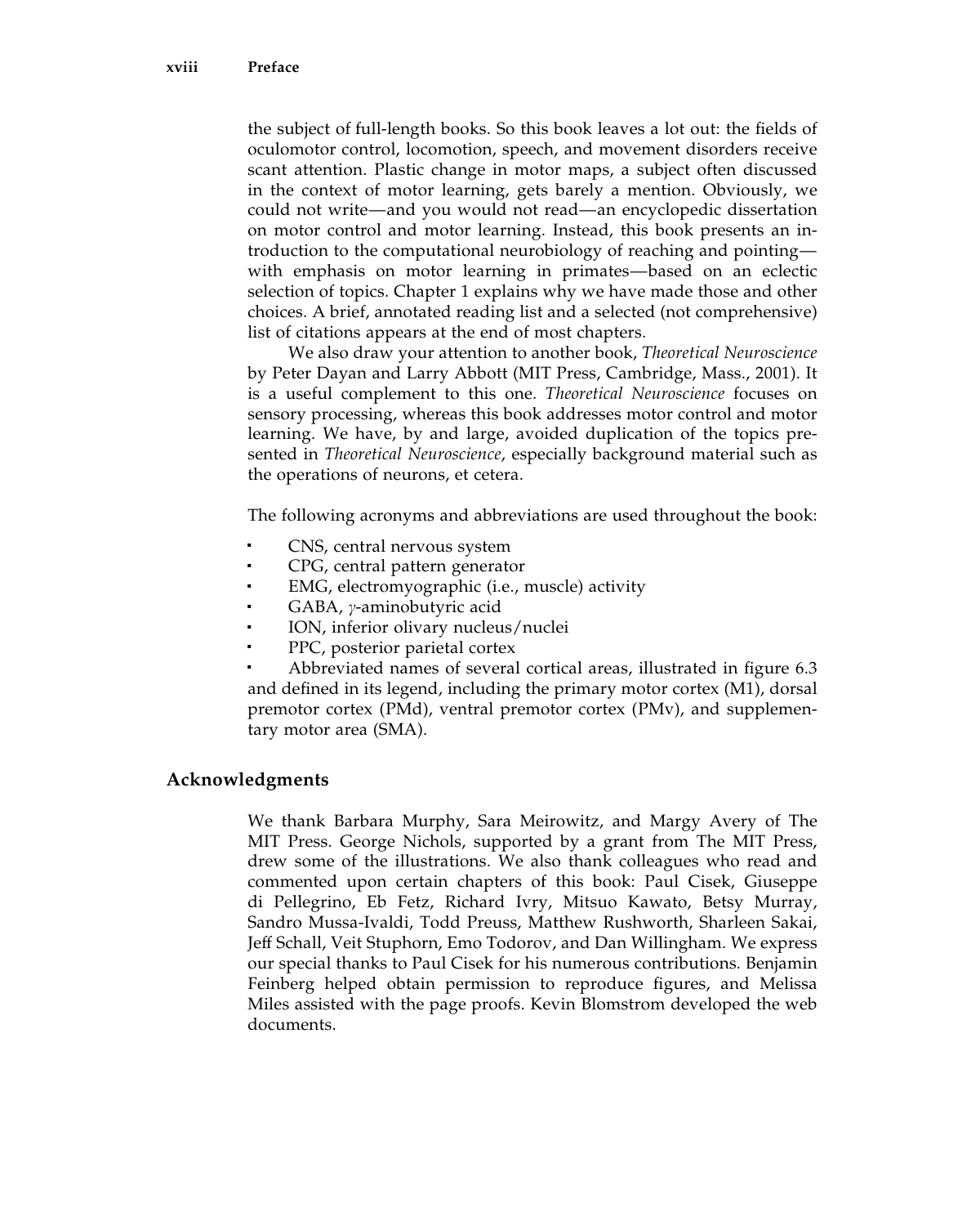the subject of full-length books. So this book leaves a lot out: the fields of oculomotor control, locomotion, speech, and movement disorders receive scant attention. Plastic change in motor maps, a subject often discussed in the context of motor learning, gets barely a mention. Obviously, we could not write—and you would not read—an encyclopedic dissertation on motor control and motor learning. Instead, this book presents an introduction to the computational neurobiology of reaching and pointing—with emphasis on motor learning in primates—based on an eclectic selection of topics. Chapter 1 explains why we have made those and other choices. A brief, annotated reading list and a selected (not comprehensive) list of citations appears at the end of most chapters.

We also draw your attention to another book, *Theoretical Neuroscience* by Peter Dayan and Larry Abbott (MIT Press, Cambridge, Mass., 2001). It is a useful complement to this one. *Theoretical Neuroscience* focuses on sensory processing, whereas this book addresses motor control and motor learning. We have, by and large, avoided duplication of the topics presented in *Theoretical Neuroscience*, especially background material such as the operations of neurons, et cetera.

The following acronyms and abbreviations are used throughout the book:

- CNS, central nervous system
- CPG, central pattern generator
- EMG, electromyographic (i.e., muscle) activity
- GABA, $\gamma$-aminobutyric acid
- ION, inferior olivary nucleus/nuclei
- PPC, posterior parietal cortex
- Abbreviated names of several cortical areas, illustrated in figure 6.3 and defined in its legend, including the primary motor cortex (M1), dorsal premotor cortex (PMd), ventral premotor cortex (PMv), and supplementary motor area (SMA).

## Acknowledgments

We thank Barbara Murphy, Sara Meirowitz, and Margy Avery of The MIT Press. George Nichols, supported by a grant from The MIT Press, drew some of the illustrations. We also thank colleagues who read and commented upon certain chapters of this book: Paul Cisek, Giuseppe di Pellegrino, Eb Fetz, Richard Ivry, Mitsuo Kawato, Betsy Murray, Sandro Mussa-Ivaldi, Todd Preuss, Matthew Rushworth, Sharleen Sakai, Jeff Schall, Veit Stuphorn, Emo Todorov, and Dan Willingham. We express our special thanks to Paul Cisek for his numerous contributions. Benjamin Feinberg helped obtain permission to reproduce figures, and Melissa Miles assisted with the page proofs. Kevin Blomstrom developed the web documents.